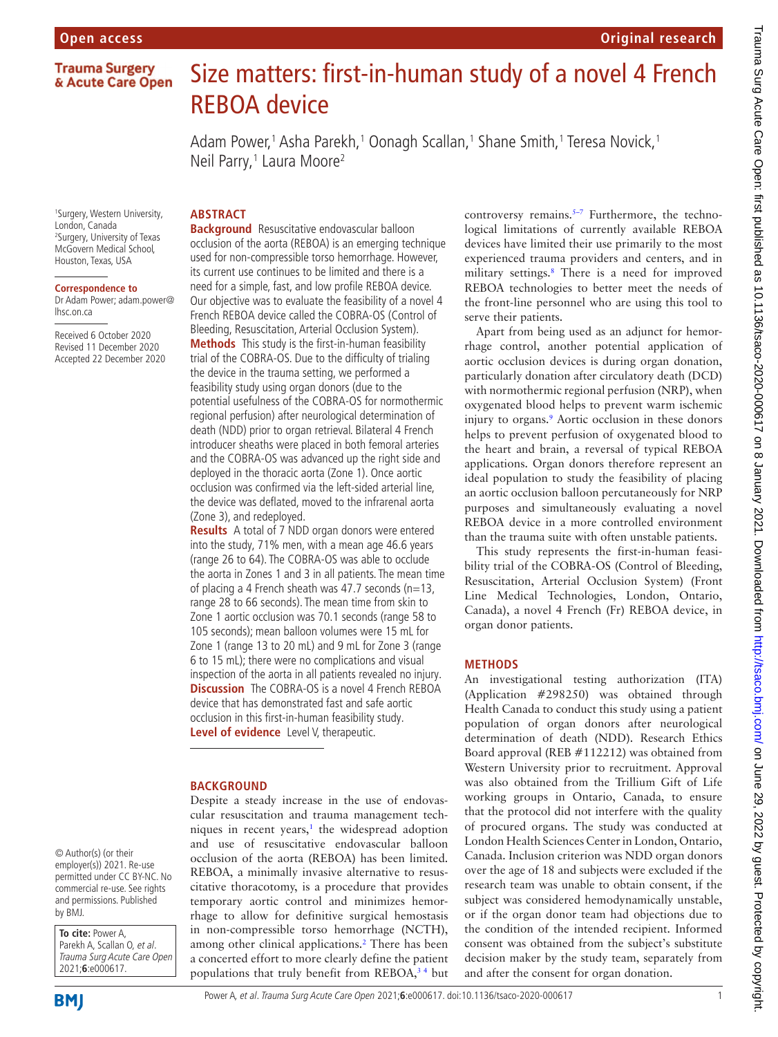# Size matters: first-in-human study of a novel 4 French REBOA device

Adam Power,[1] Asha Parekh,[1] Oonagh Scallan,[1] Shane Smith,[1] Teresa Novick,[1] Neil Parry,[1] Laura Moore[2]

[1]Surgery, Western University, London, Canada
[2]Surgery, University of Texas McGovern Medical School, Houston, Texas, USA

**Correspondence to**
Dr Adam Power; adam.power@lhsc.on.ca

Received 6 October 2020
Revised 11 December 2020
Accepted 22 December 2020

## ABSTRACT

**Background** Resuscitative endovascular balloon occlusion of the aorta (REBOA) is an emerging technique used for non-compressible torso hemorrhage. However, its current use continues to be limited and there is a need for a simple, fast, and low profile REBOA device. Our objective was to evaluate the feasibility of a novel 4 French REBOA device called the COBRA-OS (Control of Bleeding, Resuscitation, Arterial Occlusion System).

**Methods** This study is the first-in-human feasibility trial of the COBRA-OS. Due to the difficulty of trialing the device in the trauma setting, we performed a feasibility study using organ donors (due to the potential usefulness of the COBRA-OS for normothermic regional perfusion) after neurological determination of death (NDD) prior to organ retrieval. Bilateral 4 French introducer sheaths were placed in both femoral arteries and the COBRA-OS was advanced up the right side and deployed in the thoracic aorta (Zone 1). Once aortic occlusion was confirmed via the left-sided arterial line, the device was deflated, moved to the infrarenal aorta (Zone 3), and redeployed.

**Results** A total of 7 NDD organ donors were entered into the study, 71% men, with a mean age 46.6 years (range 26 to 64). The COBRA-OS was able to occlude the aorta in Zones 1 and 3 in all patients. The mean time of placing a 4 French sheath was 47.7 seconds (n=13, range 28 to 66 seconds). The mean time from skin to Zone 1 aortic occlusion was 70.1 seconds (range 58 to 105 seconds); mean balloon volumes were 15 mL for Zone 1 (range 13 to 20 mL) and 9 mL for Zone 3 (range 6 to 15 mL); there were no complications and visual inspection of the aorta in all patients revealed no injury.

**Discussion** The COBRA-OS is a novel 4 French REBOA device that has demonstrated fast and safe aortic occlusion in this first-in-human feasibility study.

**Level of evidence** Level V, therapeutic.

## BACKGROUND

Despite a steady increase in the use of endovascular resuscitation and trauma management techniques in recent years,[1] the widespread adoption and use of resuscitative endovascular balloon occlusion of the aorta (REBOA) has been limited. REBOA, a minimally invasive alternative to resuscitative thoracotomy, is a procedure that provides temporary aortic control and minimizes hemorrhage to allow for definitive surgical hemostasis in non-compressible torso hemorrhage (NCTH), among other clinical applications.[2] There has been a concerted effort to more clearly define the patient populations that truly benefit from REBOA,[3 4] but controversy remains.[5–7] Furthermore, the technological limitations of currently available REBOA devices have limited their use primarily to the most experienced trauma providers and centers, and in military settings.[8] There is a need for improved REBOA technologies to better meet the needs of the front-line personnel who are using this tool to serve their patients.

Apart from being used as an adjunct for hemorrhage control, another potential application of aortic occlusion devices is during organ donation, particularly donation after circulatory death (DCD) with normothermic regional perfusion (NRP), when oxygenated blood helps to prevent warm ischemic injury to organs.[9] Aortic occlusion in these donors helps to prevent perfusion of oxygenated blood to the heart and brain, a reversal of typical REBOA applications. Organ donors therefore represent an ideal population to study the feasibility of placing an aortic occlusion balloon percutaneously for NRP purposes and simultaneously evaluating a novel REBOA device in a more controlled environment than the trauma suite with often unstable patients.

This study represents the first-in-human feasibility trial of the COBRA-OS (Control of Bleeding, Resuscitation, Arterial Occlusion System) (Front Line Medical Technologies, London, Ontario, Canada), a novel 4 French (Fr) REBOA device, in organ donor patients.

## METHODS

An investigational testing authorization (ITA) (Application #298250) was obtained through Health Canada to conduct this study using a patient population of organ donors after neurological determination of death (NDD). Research Ethics Board approval (REB #112212) was obtained from Western University prior to recruitment. Approval was also obtained from the Trillium Gift of Life working groups in Ontario, Canada, to ensure that the protocol did not interfere with the quality of procured organs. The study was conducted at London Health Sciences Center in London, Ontario, Canada. Inclusion criterion was NDD organ donors over the age of 18 and subjects were excluded if the research team was unable to obtain consent, if the subject was considered hemodynamically unstable, or if the organ donor team had objections due to the condition of the intended recipient. Informed consent was obtained from the subject's substitute decision maker by the study team, separately from and after the consent for organ donation.

© Author(s) (or their employer(s)) 2021. Re-use permitted under CC BY-NC. No commercial re-use. See rights and permissions. Published by BMJ.

**To cite:** Power A, Parekh A, Scallan O, *et al*. *Trauma Surg Acute Care Open* 2021;**6**:e000617.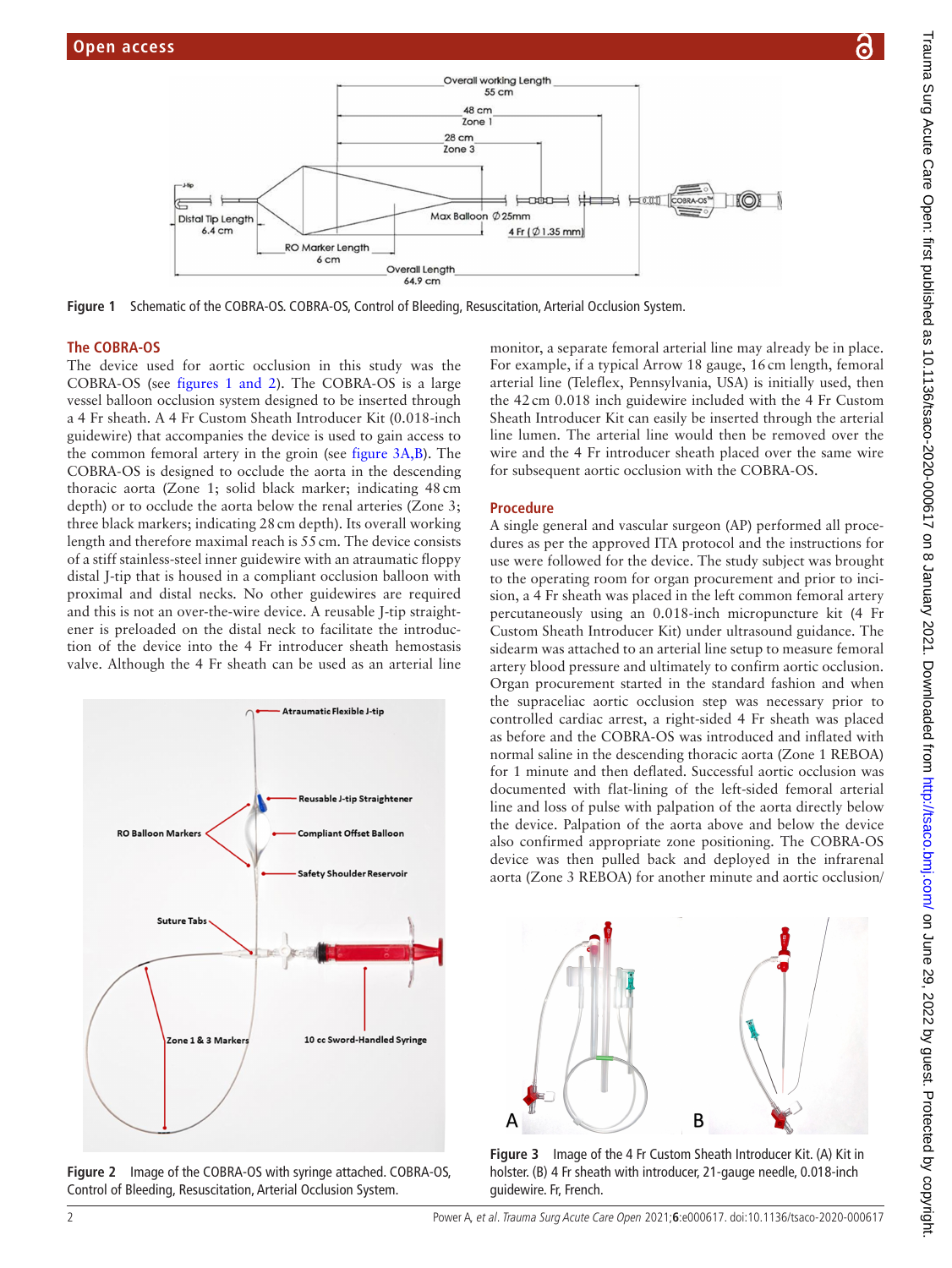Figure 1 Schematic of the COBRA-OS. COBRA-OS, Control of Bleeding, Resuscitation, Arterial Occlusion System.

### The COBRA-OS

The device used for aortic occlusion in this study was the COBRA-OS (see figures 1 and 2). The COBRA-OS is a large vessel balloon occlusion system designed to be inserted through a 4 Fr sheath. A 4 Fr Custom Sheath Introducer Kit (0.018-inch guidewire) that accompanies the device is used to gain access to the common femoral artery in the groin (see figure 3A,B). The COBRA-OS is designed to occlude the aorta in the descending thoracic aorta (Zone 1; solid black marker; indicating 48 cm depth) or to occlude the aorta below the renal arteries (Zone 3; three black markers; indicating 28 cm depth). Its overall working length and therefore maximal reach is 55 cm. The device consists of a stiff stainless-steel inner guidewire with an atraumatic floppy distal J-tip that is housed in a compliant occlusion balloon with proximal and distal necks. No other guidewires are required and this is not an over-the-wire device. A reusable J-tip straightener is preloaded on the distal neck to facilitate the introduction of the device into the 4 Fr introducer sheath hemostasis valve. Although the 4 Fr sheath can be used as an arterial line monitor, a separate femoral arterial line may already be in place. For example, if a typical Arrow 18 gauge, 16 cm length, femoral arterial line (Teleflex, Pennsylvania, USA) is initially used, then the 42 cm 0.018 inch guidewire included with the 4 Fr Custom Sheath Introducer Kit can easily be inserted through the arterial line lumen. The arterial line would then be removed over the wire and the 4 Fr introducer sheath placed over the same wire for subsequent aortic occlusion with the COBRA-OS.

Figure 2 Image of the COBRA-OS with syringe attached. COBRA-OS, Control of Bleeding, Resuscitation, Arterial Occlusion System.

### Procedure

A single general and vascular surgeon (AP) performed all procedures as per the approved ITA protocol and the instructions for use were followed for the device. The study subject was brought to the operating room for organ procurement and prior to incision, a 4 Fr sheath was placed in the left common femoral artery percutaneously using an 0.018-inch micropuncture kit (4 Fr Custom Sheath Introducer Kit) under ultrasound guidance. The sidearm was attached to an arterial line setup to measure femoral artery blood pressure and ultimately to confirm aortic occlusion. Organ procurement started in the standard fashion and when the supraceliac aortic occlusion step was necessary prior to controlled cardiac arrest, a right-sided 4 Fr sheath was placed as before and the COBRA-OS was introduced and inflated with normal saline in the descending thoracic aorta (Zone 1 REBOA) for 1 minute and then deflated. Successful aortic occlusion was documented with flat-lining of the left-sided femoral arterial line and loss of pulse with palpation of the aorta directly below the device. Palpation of the aorta above and below the device also confirmed appropriate zone positioning. The COBRA-OS device was then pulled back and deployed in the infrarenal aorta (Zone 3 REBOA) for another minute and aortic occlusion/

Figure 3 Image of the 4 Fr Custom Sheath Introducer Kit. (A) Kit in holster. (B) 4 Fr sheath with introducer, 21-gauge needle, 0.018-inch guidewire. Fr, French.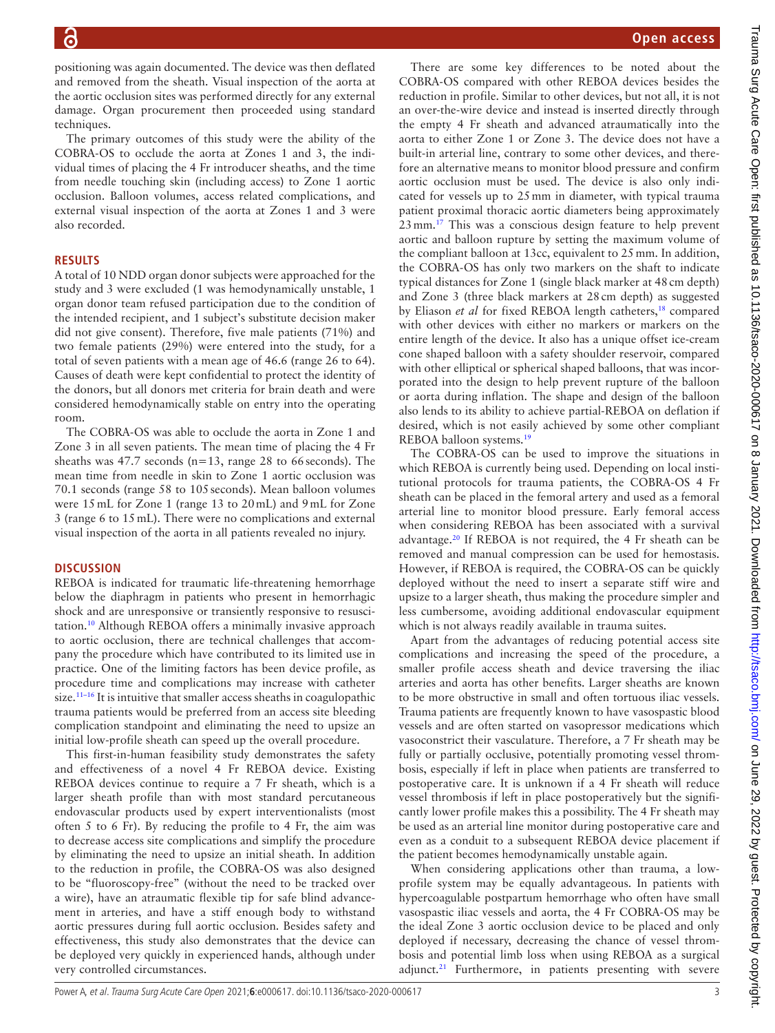positioning was again documented. The device was then deflated and removed from the sheath. Visual inspection of the aorta at the aortic occlusion sites was performed directly for any external damage. Organ procurement then proceeded using standard techniques.

The primary outcomes of this study were the ability of the COBRA-OS to occlude the aorta at Zones 1 and 3, the individual times of placing the 4 Fr introducer sheaths, and the time from needle touching skin (including access) to Zone 1 aortic occlusion. Balloon volumes, access related complications, and external visual inspection of the aorta at Zones 1 and 3 were also recorded.

## RESULTS

A total of 10 NDD organ donor subjects were approached for the study and 3 were excluded (1 was hemodynamically unstable, 1 organ donor team refused participation due to the condition of the intended recipient, and 1 subject's substitute decision maker did not give consent). Therefore, five male patients (71%) and two female patients (29%) were entered into the study, for a total of seven patients with a mean age of 46.6 (range 26 to 64). Causes of death were kept confidential to protect the identity of the donors, but all donors met criteria for brain death and were considered hemodynamically stable on entry into the operating room.

The COBRA-OS was able to occlude the aorta in Zone 1 and Zone 3 in all seven patients. The mean time of placing the 4 Fr sheaths was 47.7 seconds (n=13, range 28 to 66 seconds). The mean time from needle in skin to Zone 1 aortic occlusion was 70.1 seconds (range 58 to 105 seconds). Mean balloon volumes were 15 mL for Zone 1 (range 13 to 20 mL) and 9 mL for Zone 3 (range 6 to 15 mL). There were no complications and external visual inspection of the aorta in all patients revealed no injury.

## DISCUSSION

REBOA is indicated for traumatic life-threatening hemorrhage below the diaphragm in patients who present in hemorrhagic shock and are unresponsive or transiently responsive to resuscitation.[10] Although REBOA offers a minimally invasive approach to aortic occlusion, there are technical challenges that accompany the procedure which have contributed to its limited use in practice. One of the limiting factors has been device profile, as procedure time and complications may increase with catheter size.[11–16] It is intuitive that smaller access sheaths in coagulopathic trauma patients would be preferred from an access site bleeding complication standpoint and eliminating the need to upsize an initial low-profile sheath can speed up the overall procedure.

This first-in-human feasibility study demonstrates the safety and effectiveness of a novel 4 Fr REBOA device. Existing REBOA devices continue to require a 7 Fr sheath, which is a larger sheath profile than with most standard percutaneous endovascular products used by expert interventionalists (most often 5 to 6 Fr). By reducing the profile to 4 Fr, the aim was to decrease access site complications and simplify the procedure by eliminating the need to upsize an initial sheath. In addition to the reduction in profile, the COBRA-OS was also designed to be "fluoroscopy-free" (without the need to be tracked over a wire), have an atraumatic flexible tip for safe blind advancement in arteries, and have a stiff enough body to withstand aortic pressures during full aortic occlusion. Besides safety and effectiveness, this study also demonstrates that the device can be deployed very quickly in experienced hands, although under very controlled circumstances.

There are some key differences to be noted about the COBRA-OS compared with other REBOA devices besides the reduction in profile. Similar to other devices, but not all, it is not an over-the-wire device and instead is inserted directly through the empty 4 Fr sheath and advanced atraumatically into the aorta to either Zone 1 or Zone 3. The device does not have a built-in arterial line, contrary to some other devices, and therefore an alternative means to monitor blood pressure and confirm aortic occlusion must be used. The device is also only indicated for vessels up to 25 mm in diameter, with typical trauma patient proximal thoracic aortic diameters being approximately 23 mm.[17] This was a conscious design feature to help prevent aortic and balloon rupture by setting the maximum volume of the compliant balloon at 13cc, equivalent to 25 mm. In addition, the COBRA-OS has only two markers on the shaft to indicate typical distances for Zone 1 (single black marker at 48 cm depth) and Zone 3 (three black markers at 28 cm depth) as suggested by Eliason *et al* for fixed REBOA length catheters,[18] compared with other devices with either no markers or markers on the entire length of the device. It also has a unique offset ice-cream cone shaped balloon with a safety shoulder reservoir, compared with other elliptical or spherical shaped balloons, that was incorporated into the design to help prevent rupture of the balloon or aorta during inflation. The shape and design of the balloon also lends to its ability to achieve partial-REBOA on deflation if desired, which is not easily achieved by some other compliant REBOA balloon systems.[19]

The COBRA-OS can be used to improve the situations in which REBOA is currently being used. Depending on local institutional protocols for trauma patients, the COBRA-OS 4 Fr sheath can be placed in the femoral artery and used as a femoral arterial line to monitor blood pressure. Early femoral access when considering REBOA has been associated with a survival advantage.[20] If REBOA is not required, the 4 Fr sheath can be removed and manual compression can be used for hemostasis. However, if REBOA is required, the COBRA-OS can be quickly deployed without the need to insert a separate stiff wire and upsize to a larger sheath, thus making the procedure simpler and less cumbersome, avoiding additional endovascular equipment which is not always readily available in trauma suites.

Apart from the advantages of reducing potential access site complications and increasing the speed of the procedure, a smaller profile access sheath and device traversing the iliac arteries and aorta has other benefits. Larger sheaths are known to be more obstructive in small and often tortuous iliac vessels. Trauma patients are frequently known to have vasospastic blood vessels and are often started on vasopressor medications which vasoconstrict their vasculature. Therefore, a 7 Fr sheath may be fully or partially occlusive, potentially promoting vessel thrombosis, especially if left in place when patients are transferred to postoperative care. It is unknown if a 4 Fr sheath will reduce vessel thrombosis if left in place postoperatively but the significantly lower profile makes this a possibility. The 4 Fr sheath may be used as an arterial line monitor during postoperative care and even as a conduit to a subsequent REBOA device placement if the patient becomes hemodynamically unstable again.

When considering applications other than trauma, a low-profile system may be equally advantageous. In patients with hypercoagulable postpartum hemorrhage who often have small vasospastic iliac vessels and aorta, the 4 Fr COBRA-OS may be the ideal Zone 3 aortic occlusion device to be placed and only deployed if necessary, decreasing the chance of vessel thrombosis and potential limb loss when using REBOA as a surgical adjunct.[21] Furthermore, in patients presenting with severe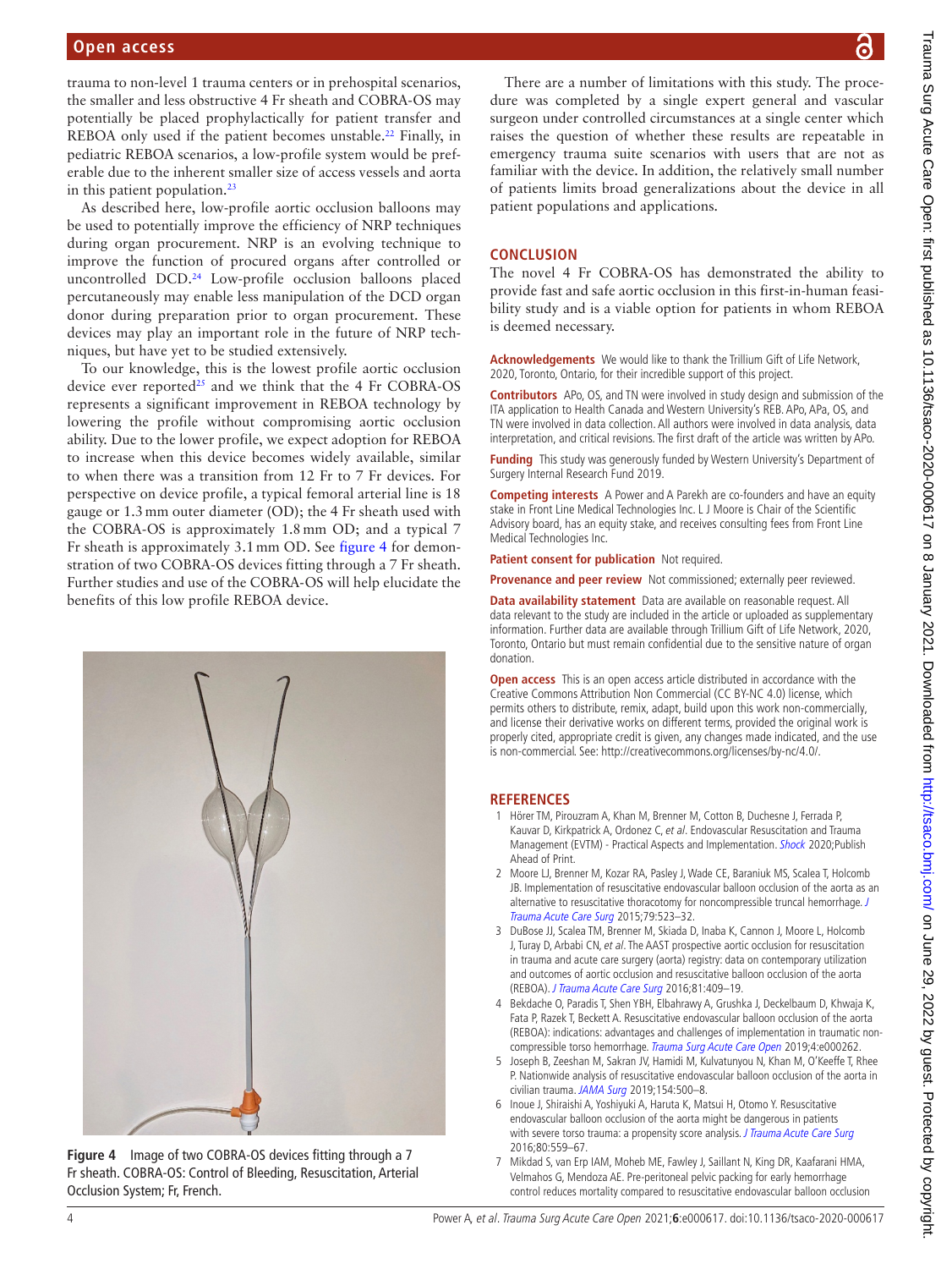trauma to non-level 1 trauma centers or in prehospital scenarios, the smaller and less obstructive 4 Fr sheath and COBRA-OS may potentially be placed prophylactically for patient transfer and REBOA only used if the patient becomes unstable.[22] Finally, in pediatric REBOA scenarios, a low-profile system would be preferable due to the inherent smaller size of access vessels and aorta in this patient population.[23]

As described here, low-profile aortic occlusion balloons may be used to potentially improve the efficiency of NRP techniques during organ procurement. NRP is an evolving technique to improve the function of procured organs after controlled or uncontrolled DCD.[24] Low-profile occlusion balloons placed percutaneously may enable less manipulation of the DCD organ donor during preparation prior to organ procurement. These devices may play an important role in the future of NRP techniques, but have yet to be studied extensively.

To our knowledge, this is the lowest profile aortic occlusion device ever reported[25] and we think that the 4 Fr COBRA-OS represents a significant improvement in REBOA technology by lowering the profile without compromising aortic occlusion ability. Due to the lower profile, we expect adoption for REBOA to increase when this device becomes widely available, similar to when there was a transition from 12 Fr to 7 Fr devices. For perspective on device profile, a typical femoral arterial line is 18 gauge or 1.3 mm outer diameter (OD); the 4 Fr sheath used with the COBRA-OS is approximately 1.8 mm OD; and a typical 7 Fr sheath is approximately 3.1 mm OD. See figure 4 for demonstration of two COBRA-OS devices fitting through a 7 Fr sheath. Further studies and use of the COBRA-OS will help elucidate the benefits of this low profile REBOA device.

**Figure 4** Image of two COBRA-OS devices fitting through a 7 Fr sheath. COBRA-OS: Control of Bleeding, Resuscitation, Arterial Occlusion System; Fr, French.

There are a number of limitations with this study. The procedure was completed by a single expert general and vascular surgeon under controlled circumstances at a single center which raises the question of whether these results are repeatable in emergency trauma suite scenarios with users that are not as familiar with the device. In addition, the relatively small number of patients limits broad generalizations about the device in all patient populations and applications.

## CONCLUSION

The novel 4 Fr COBRA-OS has demonstrated the ability to provide fast and safe aortic occlusion in this first-in-human feasibility study and is a viable option for patients in whom REBOA is deemed necessary.

**Acknowledgements** We would like to thank the Trillium Gift of Life Network, 2020, Toronto, Ontario, for their incredible support of this project.

**Contributors** APo, OS, and TN were involved in study design and submission of the ITA application to Health Canada and Western University's REB. APo, APa, OS, and TN were involved in data collection. All authors were involved in data analysis, data interpretation, and critical revisions. The first draft of the article was written by APo.

**Funding** This study was generously funded by Western University's Department of Surgery Internal Research Fund 2019.

**Competing interests** A Power and A Parekh are co-founders and have an equity stake in Front Line Medical Technologies Inc. L J Moore is Chair of the Scientific Advisory board, has an equity stake, and receives consulting fees from Front Line Medical Technologies Inc.

**Patient consent for publication** Not required.

**Provenance and peer review** Not commissioned; externally peer reviewed.

**Data availability statement** Data are available on reasonable request. All data relevant to the study are included in the article or uploaded as supplementary information. Further data are available through Trillium Gift of Life Network, 2020, Toronto, Ontario but must remain confidential due to the sensitive nature of organ donation.

**Open access** This is an open access article distributed in accordance with the Creative Commons Attribution Non Commercial (CC BY-NC 4.0) license, which permits others to distribute, remix, adapt, build upon this work non-commercially, and license their derivative works on different terms, provided the original work is properly cited, appropriate credit is given, any changes made indicated, and the use is non-commercial. See: http://creativecommons.org/licenses/by-nc/4.0/.

## REFERENCES

1. Hörer TM, Pirouzram A, Khan M, Brenner M, Cotton B, Duchesne J, Ferrada P, Kauvar D, Kirkpatrick A, Ordonez C, *et al*. Endovascular Resuscitation and Trauma Management (EVTM) - Practical Aspects and Implementation. *Shock* 2020;Publish Ahead of Print.
2. Moore LJ, Brenner M, Kozar RA, Pasley J, Wade CE, Baraniuk MS, Scalea T, Holcomb JB. Implementation of resuscitative endovascular balloon occlusion of the aorta as an alternative to resuscitative thoracotomy for noncompressible truncal hemorrhage. *J Trauma Acute Care Surg* 2015;79:523–32.
3. DuBose JJ, Scalea TM, Brenner M, Skiada D, Inaba K, Cannon J, Moore L, Holcomb J, Turay D, Arbabi CN, *et al*. The AAST prospective aortic occlusion for resuscitation in trauma and acute care surgery (aorta) registry: data on contemporary utilization and outcomes of aortic occlusion and resuscitative balloon occlusion of the aorta (REBOA). *J Trauma Acute Care Surg* 2016;81:409–19.
4. Bekdache O, Paradis T, Shen YBH, Elbahrawy A, Grushka J, Deckelbaum D, Khwaja K, Fata P, Razek T, Beckett A. Resuscitative endovascular balloon occlusion of the aorta (REBOA): indications: advantages and challenges of implementation in traumatic non-compressible torso hemorrhage. *Trauma Surg Acute Care Open* 2019;4:e000262.
5. Joseph B, Zeeshan M, Sakran JV, Hamidi M, Kulvatunyou N, Khan M, O'Keeffe T, Rhee P. Nationwide analysis of resuscitative endovascular balloon occlusion of the aorta in civilian trauma. *JAMA Surg* 2019;154:500–8.
6. Inoue J, Shiraishi A, Yoshiyuki A, Haruta K, Matsui H, Otomo Y. Resuscitative endovascular balloon occlusion of the aorta might be dangerous in patients with severe torso trauma: a propensity score analysis. *J Trauma Acute Care Surg* 2016;80:559–67.
7. Mikdad S, van Erp IAM, Moheb ME, Fawley J, Saillant N, King DR, Kaafarani HMA, Velmahos G, Mendoza AE. Pre-peritoneal pelvic packing for early hemorrhage control reduces mortality compared to resuscitative endovascular balloon occlusion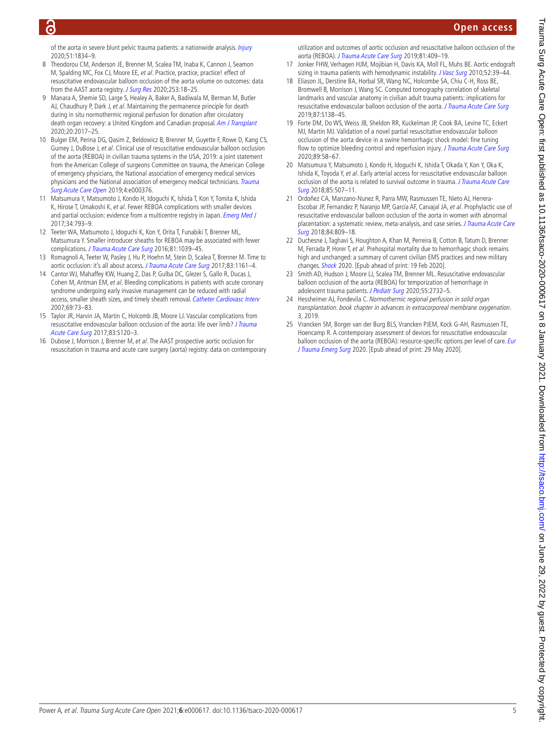of the aorta in severe blunt pelvic trauma patients: a nationwide analysis. *Injury* 2020;51:1834–9.

8. Theodorou CM, Anderson JE, Brenner M, Scalea TM, Inaba K, Cannon J, Seamon M, Spalding MC, Fox CJ, Moore EE, *et al*. Practice, practice, practice! effect of resuscitative endovascular balloon occlusion of the aorta volume on outcomes: data from the AAST aorta registry. *J Surg Res* 2020;253:18–25.
9. Manara A, Shemie SD, Large S, Healey A, Baker A, Badiwala M, Berman M, Butler AJ, Chaudhury P, Dark J, *et al*. Maintaining the permanence principle for death during in situ normothermic regional perfusion for donation after circulatory death organ recovery: a United Kingdom and Canadian proposal. *Am J Transplant* 2020;20:2017–25.
10. Bulger EM, Perina DG, Qasim Z, Beldowicz B, Brenner M, Guyette F, Rowe D, Kang CS, Gurney J, DuBose J, *et al*. Clinical use of resuscitative endovascular balloon occlusion of the aorta (REBOA) in civilian trauma systems in the USA, 2019: a joint statement from the American College of surgeons Committee on trauma, the American College of emergency physicians, the National association of emergency medical services physicians and the National association of emergency medical technicians. *Trauma Surg Acute Care Open* 2019;4:e000376.
11. Matsumura Y, Matsumoto J, Kondo H, Idoguchi K, Ishida T, Kon Y, Tomita K, Ishida K, Hirose T, Umakoshi K, *et al*. Fewer REBOA complications with smaller devices and partial occlusion: evidence from a multicentre registry in Japan. *Emerg Med J* 2017;34:793–9.
12. Teeter WA, Matsumoto J, Idoguchi K, Kon Y, Orita T, Funabiki T, Brenner ML, Matsumura Y. Smaller introducer sheaths for REBOA may be associated with fewer complications. *J Trauma Acute Care Surg* 2016;81:1039–45.
13. Romagnoli A, Teeter W, Pasley J, Hu P, Hoehn M, Stein D, Scalea T, Brenner M. Time to aortic occlusion: it's all about access. *J Trauma Acute Care Surg* 2017;83:1161–4.
14. Cantor WJ, Mahaffey KW, Huang Z, Das P, Gulba DC, Glezer S, Gallo R, Ducas J, Cohen M, Antman EM, *et al*. Bleeding complications in patients with acute coronary syndrome undergoing early invasive management can be reduced with radial access, smaller sheath sizes, and timely sheath removal. *Catheter Cardiovasc Interv* 2007;69:73–83.
15. Taylor JR, Harvin JA, Martin C, Holcomb JB, Moore LJ. Vascular complications from resuscitative endovascular balloon occlusion of the aorta: life over limb? *J Trauma Acute Care Surg* 2017;83:S120–3.
16. Dubose J, Morrison J, Brenner M, *et al*. The AAST prospective aortic occlusion for resuscitation in trauma and acute care surgery (aorta) registry: data on contemporary utilization and outcomes of aortic occlusion and resuscitative balloon occlusion of the aorta (REBOA). *J Trauma Acute Care Surg* 2019;81:409–19.
17. Jonker FHW, Verhagen HJM, Mojibian H, Davis KA, Moll FL, Muhs BE. Aortic endograft sizing in trauma patients with hemodynamic instability. *J Vasc Surg* 2010;52:39–44.
18. Eliason JL, Derstine BA, Horbal SR, Wang NC, Holcombe SA, Chiu C-H, Ross BE, Bromwell B, Morrison J, Wang SC. Computed tomography correlation of skeletal landmarks and vascular anatomy in civilian adult trauma patients: implications for resuscitative endovascular balloon occlusion of the aorta. *J Trauma Acute Care Surg* 2019;87:S138–45.
19. Forte DM, Do WS, Weiss JB, Sheldon RR, Kuckelman JP, Cook BA, Levine TC, Eckert MJ, Martin MJ. Validation of a novel partial resuscitative endovascular balloon occlusion of the aorta device in a swine hemorrhagic shock model: fine tuning flow to optimize bleeding control and reperfusion injury. *J Trauma Acute Care Surg* 2020;89:58–67.
20. Matsumura Y, Matsumoto J, Kondo H, Idoguchi K, Ishida T, Okada Y, Kon Y, Oka K, Ishida K, Toyoda Y, *et al*. Early arterial access for resuscitative endovascular balloon occlusion of the aorta is related to survival outcome in trauma. *J Trauma Acute Care Surg* 2018;85:507–11.
21. Ordoñez CA, Manzano-Nunez R, Parra MW, Rasmussen TE, Nieto AJ, Herrera-Escobar JP, Fernandez P, Naranjo MP, García AF, Carvajal JA, *et al*. Prophylactic use of resuscitative endovascular balloon occlusion of the aorta in women with abnormal placentation: a systematic review, meta-analysis, and case series. *J Trauma Acute Care Surg* 2018;84:809–18.
22. Duchesne J, Taghavi S, Houghton A, Khan M, Perreira B, Cotton B, Tatum D, Brenner M, Ferrada P, Horer T, *et al*. Prehospital mortality due to hemorrhagic shock remains high and unchanged: a summary of current civilian EMS practices and new military changes. *Shock* 2020. [Epub ahead of print: 19 Feb 2020].
23. Smith AD, Hudson J, Moore LJ, Scalea TM, Brenner ML. Resuscitative endovascular balloon occlusion of the aorta (REBOA) for temporization of hemorrhage in adolescent trauma patients. *J Pediatr Surg* 2020;55:2732–5.
24. Hessheimer AJ, Fondevila C. *Normothermic regional perfusion in solid organ transplantation. book chapter in advances in extracorporeal membrane oxygenation*. 3, 2019.
25. Vrancken SM, Borger van der Burg BLS, Vrancken PJEM, Kock G-AH, Rasmussen TE, Hoencamp R. A contemporary assessment of devices for resuscitative endovascular balloon occlusion of the aorta (REBOA): resource-specific options per level of care. *Eur J Trauma Emerg Surg* 2020. [Epub ahead of print: 29 May 2020].